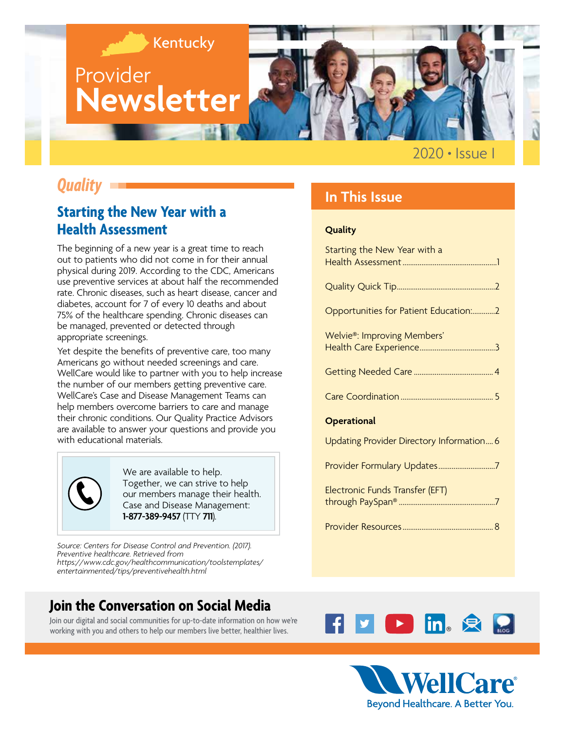# Kentucky Provider Newsletter

2020 • Issue I

## Quality

### Starting the New Year with a Health Assessment

The beginning of a new year is a great time to reach out to patients who did not come in for their annual physical during 2019. According to the CDC, Americans use preventive services at about half the recommended rate. Chronic diseases, such as heart disease, cancer and diabetes, account for 7 of every 10 deaths and about 75% of the healthcare spending. Chronic diseases can be managed, prevented or detected through appropriate screenings.

Yet despite the benefits of preventive care, too many Americans go without needed screenings and care. WellCare would like to partner with you to help increase the number of our members getting preventive care. WellCare's Case and Disease Management Teams can help members overcome barriers to care and manage their chronic conditions. Our Quality Practice Advisors are available to answer your questions and provide you with educational materials.

> We are available to help. Together, we can strive to help our members manage their health. Case and Disease Management: **1-877-389-9457** (TTY **711**).

*Source: Centers for Disease Control and Prevention. (2017). Preventive healthcare. Retrieved from https://www.cdc.gov/healthcommunication/toolstemplates/entertainmented/tips/preventivehealth.html*

## In This Issue

**Quality**

- Starting the New Year with a Health Assessment ..... 1
- Quality Quick Tip ..... 2
- Opportunities for Patient Education: ..... 2
- Welvie®: Improving Members' Health Care Experience ..... 3
- Getting Needed Care ..... 4
- Care Coordination ..... 5

**Operational**

- Updating Provider Directory Information ..... 6
- Provider Formulary Updates ..... 7
- Electronic Funds Transfer (EFT) through PaySpan® ..... 7
- Provider Resources ..... 8

## Join the Conversation on Social Media

Join our digital and social communities for up-to-date information on how we're working with you and others to help our members live better, healthier lives.

WellCare®
Beyond Healthcare. A Better You.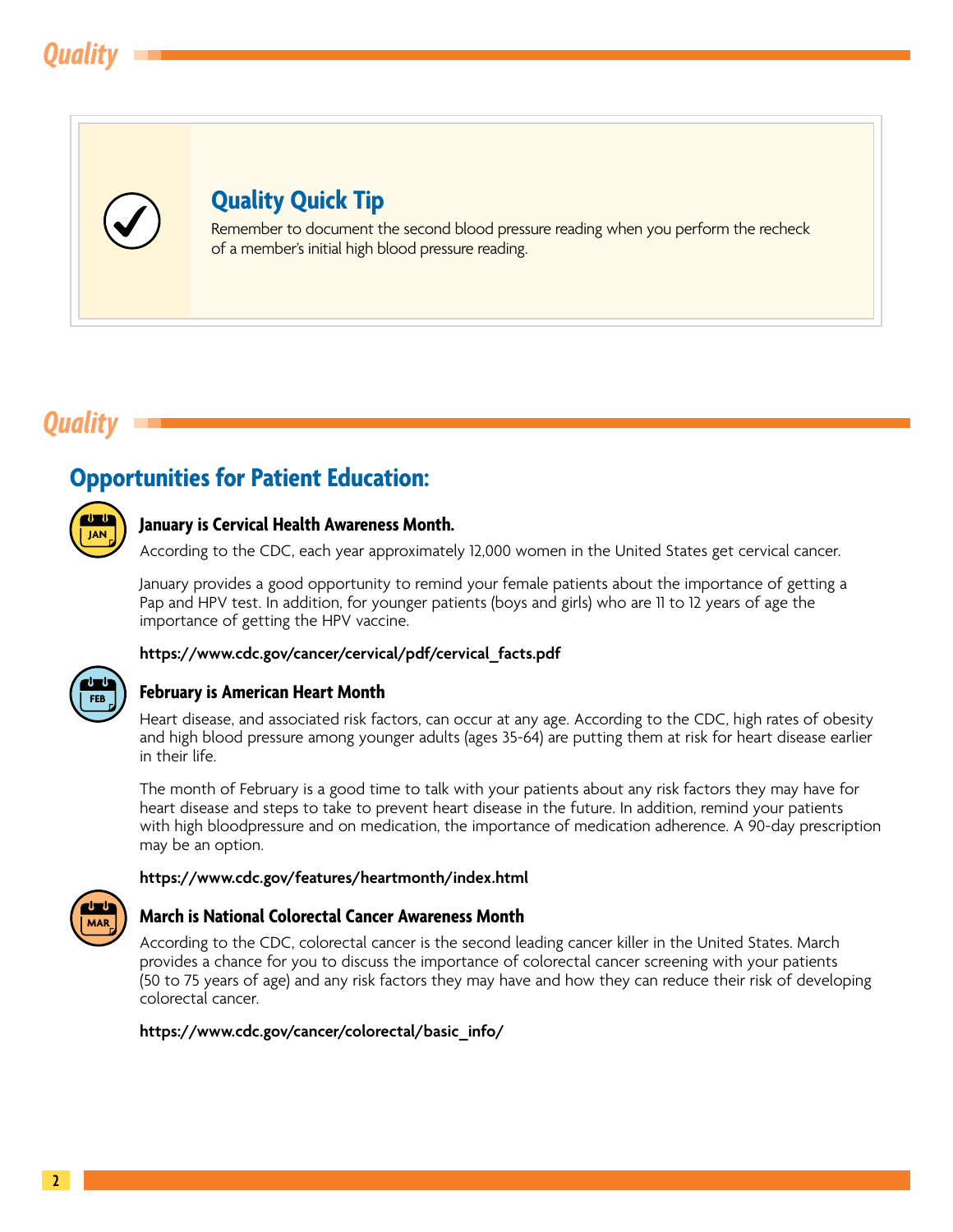## Quality

### Quality Quick Tip

Remember to document the second blood pressure reading when you perform the recheck of a member's initial high blood pressure reading.

## Quality

### Opportunities for Patient Education:

**January is Cervical Health Awareness Month.**

According to the CDC, each year approximately 12,000 women in the United States get cervical cancer.

January provides a good opportunity to remind your female patients about the importance of getting a Pap and HPV test. In addition, for younger patients (boys and girls) who are 11 to 12 years of age the importance of getting the HPV vaccine.

**https://www.cdc.gov/cancer/cervical/pdf/cervical_facts.pdf**

**February is American Heart Month**

Heart disease, and associated risk factors, can occur at any age. According to the CDC, high rates of obesity and high blood pressure among younger adults (ages 35-64) are putting them at risk for heart disease earlier in their life.

The month of February is a good time to talk with your patients about any risk factors they may have for heart disease and steps to take to prevent heart disease in the future. In addition, remind your patients with high bloodpressure and on medication, the importance of medication adherence. A 90-day prescription may be an option.

**https://www.cdc.gov/features/heartmonth/index.html**

**March is National Colorectal Cancer Awareness Month**

According to the CDC, colorectal cancer is the second leading cancer killer in the United States. March provides a chance for you to discuss the importance of colorectal cancer screening with your patients (50 to 75 years of age) and any risk factors they may have and how they can reduce their risk of developing colorectal cancer.

**https://www.cdc.gov/cancer/colorectal/basic_info/**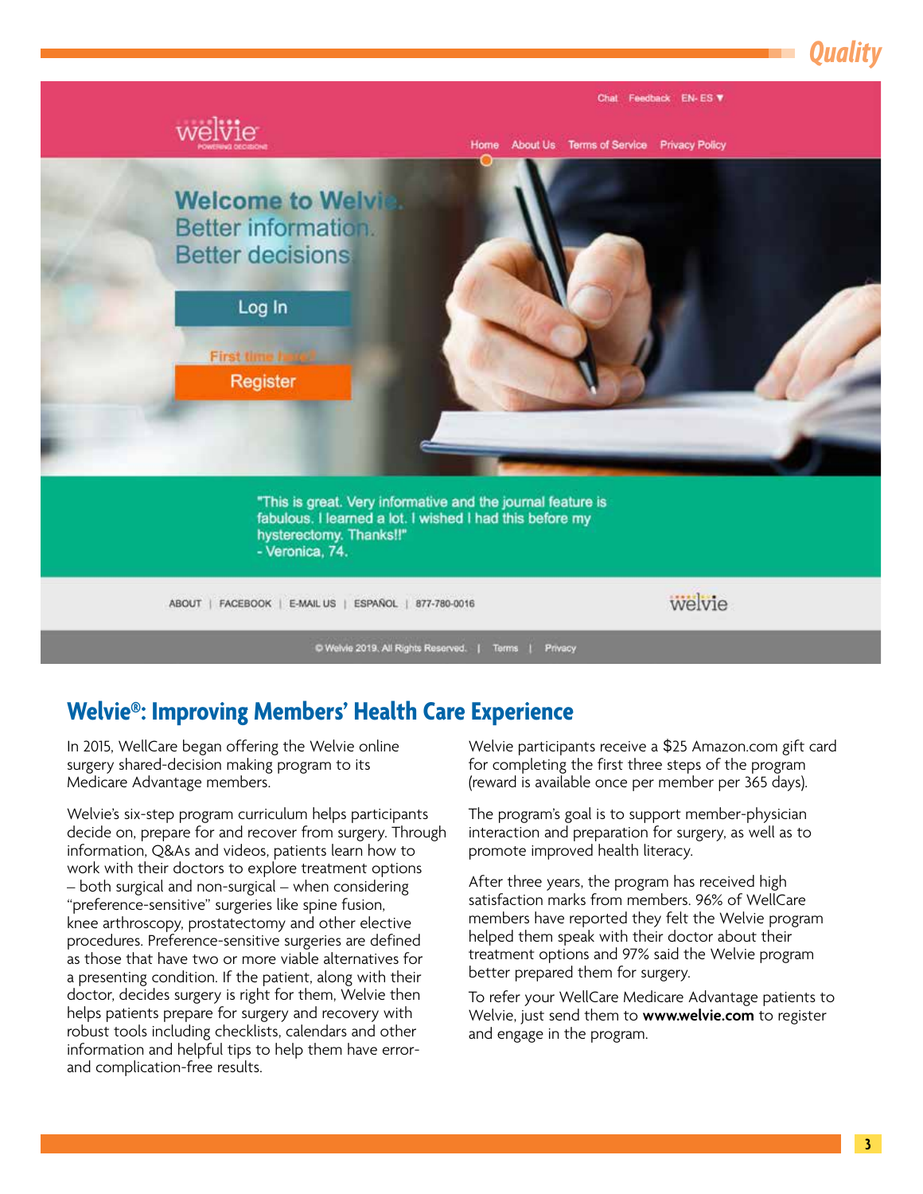## Welvie®: Improving Members' Health Care Experience

In 2015, WellCare began offering the Welvie online surgery shared-decision making program to its Medicare Advantage members.

Welvie's six-step program curriculum helps participants decide on, prepare for and recover from surgery. Through information, Q&As and videos, patients learn how to work with their doctors to explore treatment options – both surgical and non-surgical – when considering "preference-sensitive" surgeries like spine fusion, knee arthroscopy, prostatectomy and other elective procedures. Preference-sensitive surgeries are defined as those that have two or more viable alternatives for a presenting condition. If the patient, along with their doctor, decides surgery is right for them, Welvie then helps patients prepare for surgery and recovery with robust tools including checklists, calendars and other information and helpful tips to help them have error- and complication-free results.

Welvie participants receive a $25 Amazon.com gift card for completing the first three steps of the program (reward is available once per member per 365 days).

The program's goal is to support member-physician interaction and preparation for surgery, as well as to promote improved health literacy.

After three years, the program has received high satisfaction marks from members. 96% of WellCare members have reported they felt the Welvie program helped them speak with their doctor about their treatment options and 97% said the Welvie program better prepared them for surgery.

To refer your WellCare Medicare Advantage patients to Welvie, just send them to **www.welvie.com** to register and engage in the program.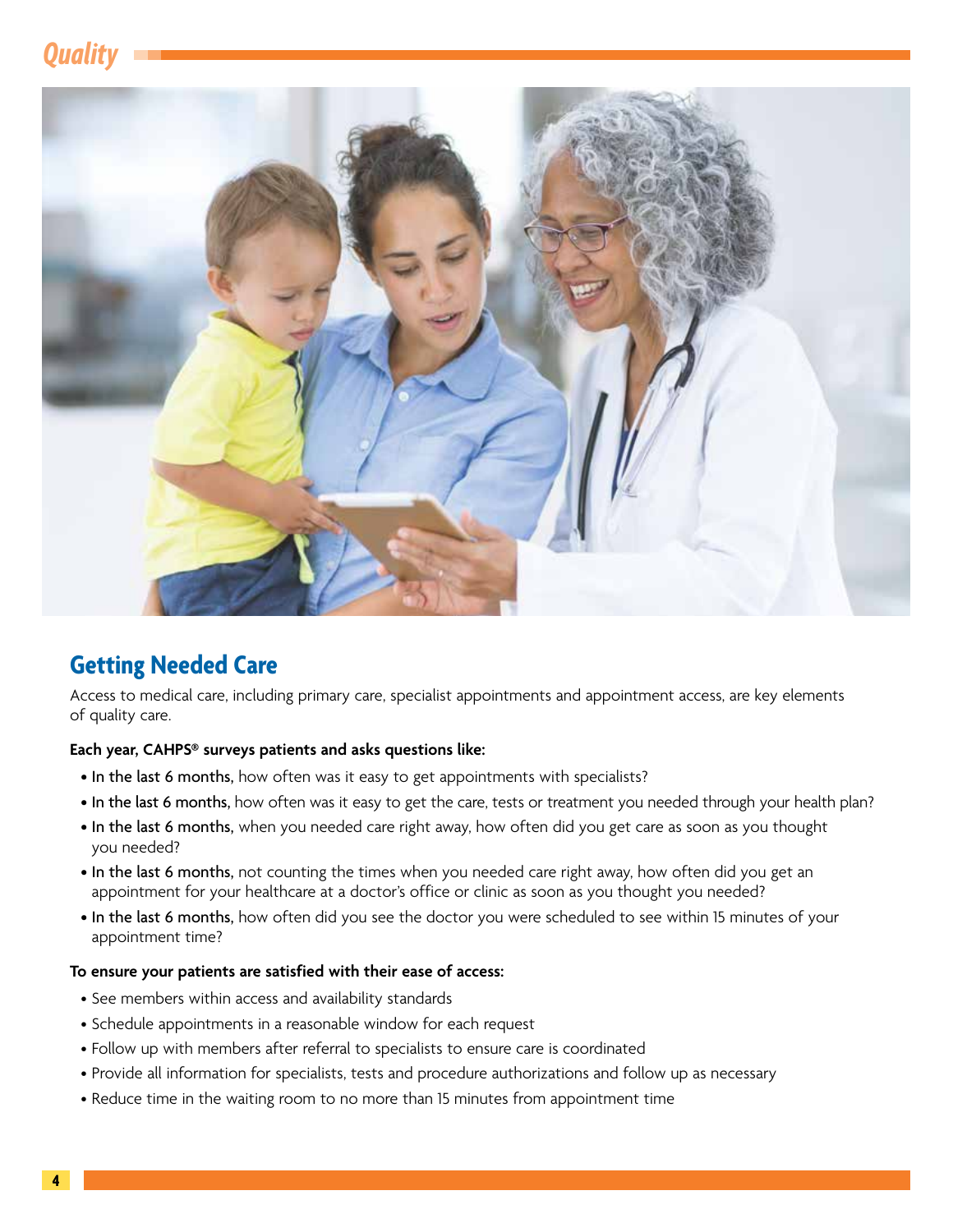## Getting Needed Care

Access to medical care, including primary care, specialist appointments and appointment access, are key elements of quality care.

**Each year, CAHPS® surveys patients and asks questions like:**

- **In the last 6 months,** how often was it easy to get appointments with specialists?
- **In the last 6 months,** how often was it easy to get the care, tests or treatment you needed through your health plan?
- **In the last 6 months,** when you needed care right away, how often did you get care as soon as you thought you needed?
- **In the last 6 months,** not counting the times when you needed care right away, how often did you get an appointment for your healthcare at a doctor's office or clinic as soon as you thought you needed?
- **In the last 6 months,** how often did you see the doctor you were scheduled to see within 15 minutes of your appointment time?

**To ensure your patients are satisfied with their ease of access:**

- See members within access and availability standards
- Schedule appointments in a reasonable window for each request
- Follow up with members after referral to specialists to ensure care is coordinated
- Provide all information for specialists, tests and procedure authorizations and follow up as necessary
- Reduce time in the waiting room to no more than 15 minutes from appointment time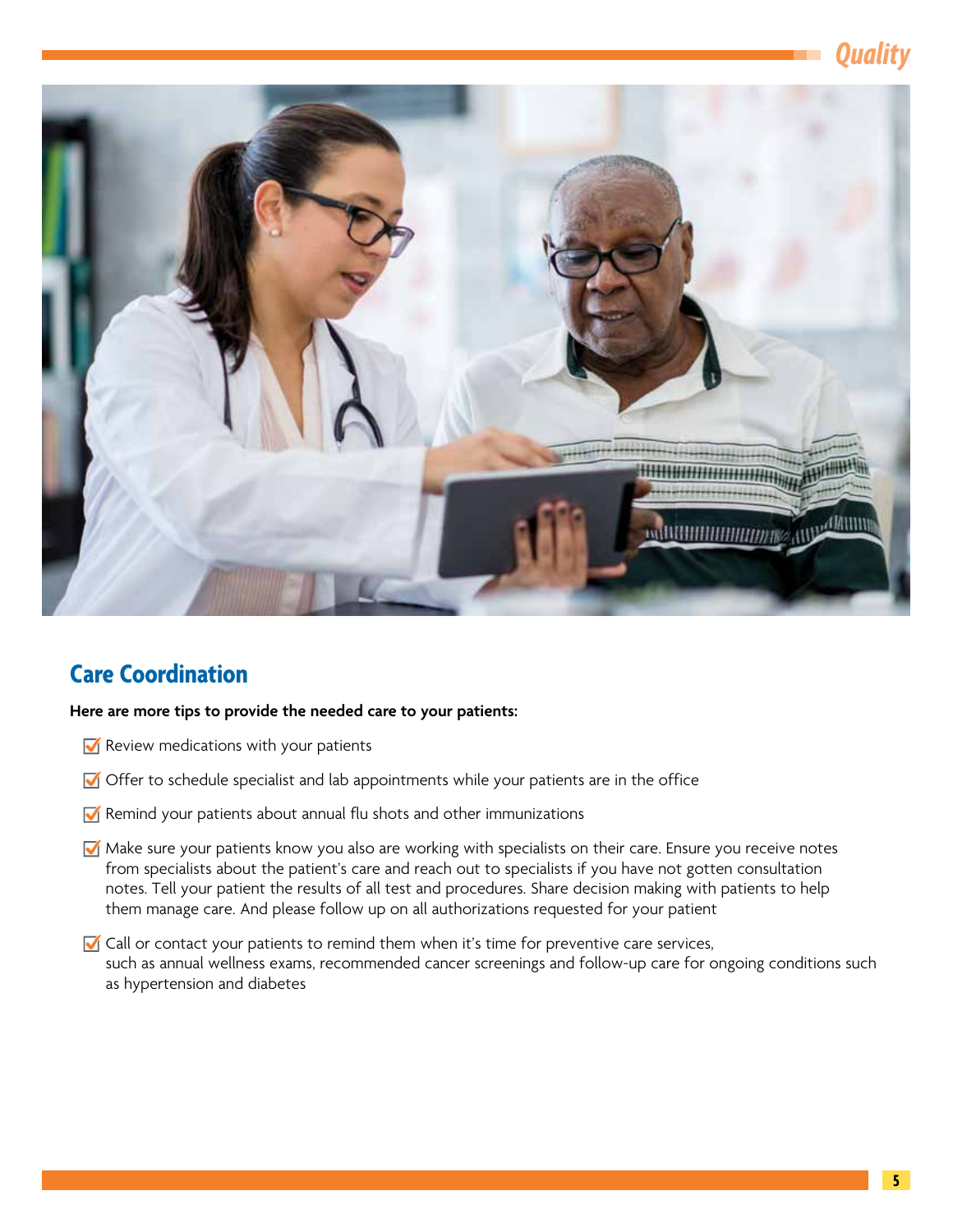## Care Coordination

**Here are more tips to provide the needed care to your patients:**

- ☑ Review medications with your patients
- ☑ Offer to schedule specialist and lab appointments while your patients are in the office
- ☑ Remind your patients about annual flu shots and other immunizations
- ☑ Make sure your patients know you also are working with specialists on their care. Ensure you receive notes from specialists about the patient's care and reach out to specialists if you have not gotten consultation notes. Tell your patient the results of all test and procedures. Share decision making with patients to help them manage care. And please follow up on all authorizations requested for your patient
- ☑ Call or contact your patients to remind them when it's time for preventive care services, such as annual wellness exams, recommended cancer screenings and follow-up care for ongoing conditions such as hypertension and diabetes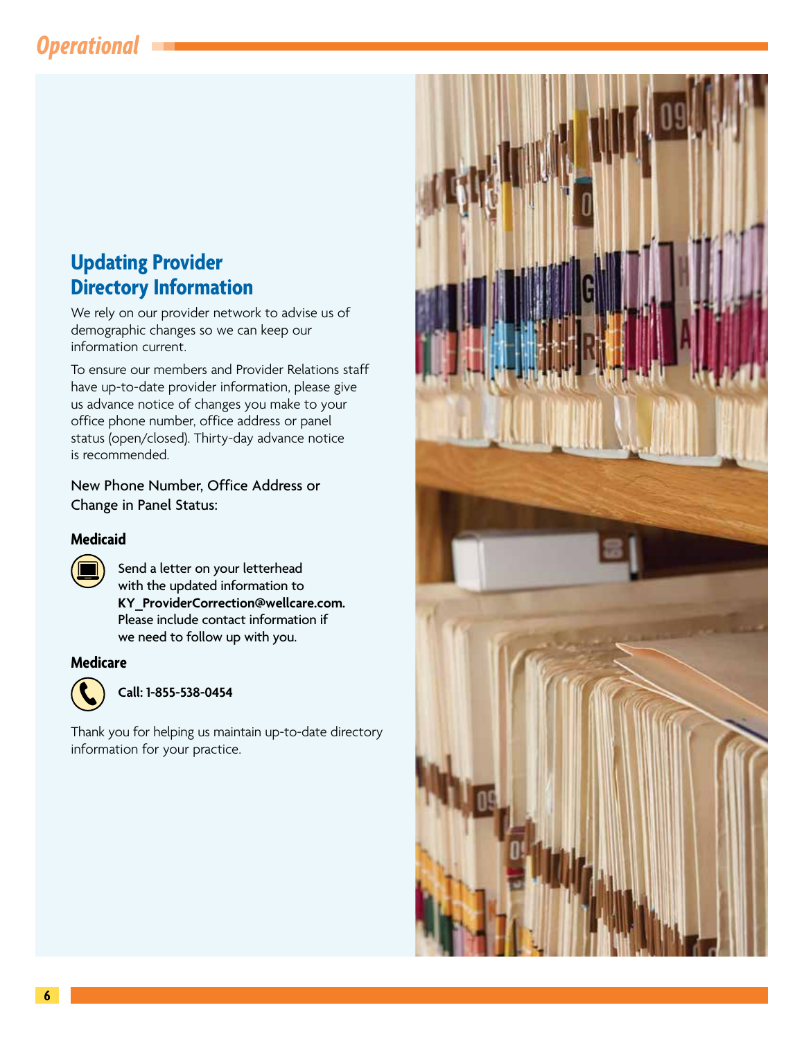## Updating Provider Directory Information

We rely on our provider network to advise us of demographic changes so we can keep our information current.

To ensure our members and Provider Relations staff have up-to-date provider information, please give us advance notice of changes you make to your office phone number, office address or panel status (open/closed). Thirty-day advance notice is recommended.

New Phone Number, Office Address or Change in Panel Status:

### Medicaid

Send a letter on your letterhead with the updated information to **KY_ProviderCorrection@wellcare.com.** Please include contact information if we need to follow up with you.

### Medicare

**Call: 1-855-538-0454**

Thank you for helping us maintain up-to-date directory information for your practice.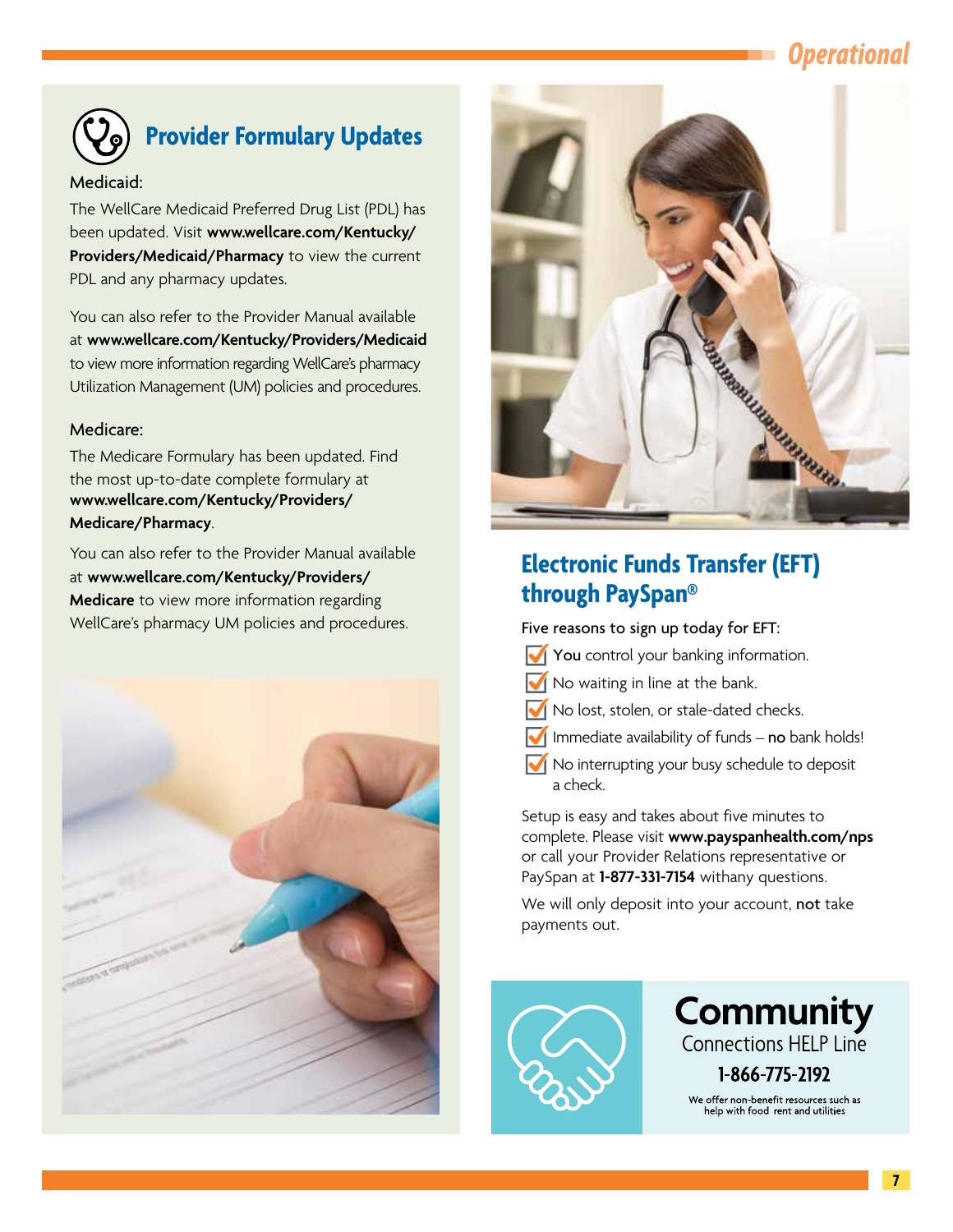## Provider Formulary Updates

Medicaid:

The WellCare Medicaid Preferred Drug List (PDL) has been updated. Visit **www.wellcare.com/Kentucky/Providers/Medicaid/Pharmacy** to view the current PDL and any pharmacy updates.

You can also refer to the Provider Manual available at **www.wellcare.com/Kentucky/Providers/Medicaid** to view more information regarding WellCare's pharmacy Utilization Management (UM) policies and procedures.

Medicare:

The Medicare Formulary has been updated. Find the most up-to-date complete formulary at **www.wellcare.com/Kentucky/Providers/Medicare/Pharmacy**.

You can also refer to the Provider Manual available at **www.wellcare.com/Kentucky/Providers/Medicare** to view more information regarding WellCare's pharmacy UM policies and procedures.

## Electronic Funds Transfer (EFT) through PaySpan®

Five reasons to sign up today for EFT:

- **You** control your banking information.
- No waiting in line at the bank.
- No lost, stolen, or stale-dated checks.
- Immediate availability of funds – **no** bank holds!
- No interrupting your busy schedule to deposit a check.

Setup is easy and takes about five minutes to complete. Please visit **www.payspanhealth.com/nps** or call your Provider Relations representative or PaySpan at **1-877-331-7154** withany questions.

We will only deposit into your account, **not** take payments out.

**Community** Connections HELP Line

**1-866-775-2192**

We offer non-benefit resources such as help with food rent and utilities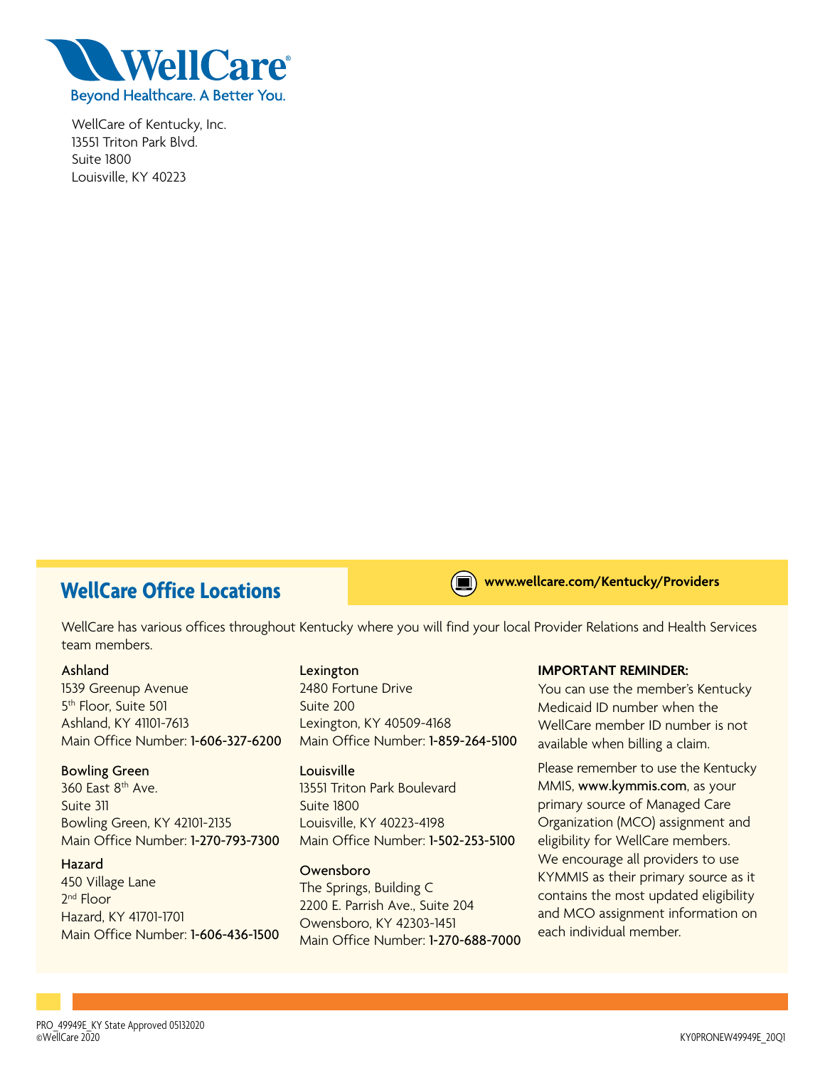WellCare

Beyond Healthcare. A Better You.

WellCare of Kentucky, Inc.
13551 Triton Park Blvd.
Suite 1800
Louisville, KY 40223

## WellCare Office Locations

**www.wellcare.com/Kentucky/Providers**

WellCare has various offices throughout Kentucky where you will find your local Provider Relations and Health Services team members.

**Ashland**
1539 Greenup Avenue
5th Floor, Suite 501
Ashland, KY 41101-7613
Main Office Number: 1-606-327-6200

**Bowling Green**
360 East 8th Ave.
Suite 311
Bowling Green, KY 42101-2135
Main Office Number: 1-270-793-7300

**Hazard**
450 Village Lane
2nd Floor
Hazard, KY 41701-1701
Main Office Number: 1-606-436-1500

**Lexington**
2480 Fortune Drive
Suite 200
Lexington, KY 40509-4168
Main Office Number: 1-859-264-5100

**Louisville**
13551 Triton Park Boulevard
Suite 1800
Louisville, KY 40223-4198
Main Office Number: 1-502-253-5100

**Owensboro**
The Springs, Building C
2200 E. Parrish Ave., Suite 204
Owensboro, KY 42303-1451
Main Office Number: 1-270-688-7000

**IMPORTANT REMINDER:**

You can use the member's Kentucky Medicaid ID number when the WellCare member ID number is not available when billing a claim.

Please remember to use the Kentucky MMIS, www.kymmis.com, as your primary source of Managed Care Organization (MCO) assignment and eligibility for WellCare members. We encourage all providers to use KYMMIS as their primary source as it contains the most updated eligibility and MCO assignment information on each individual member.

PRO_49949E_KY State Approved 05132020
©WellCare 2020

KY0PRONEW49949E_20Q1